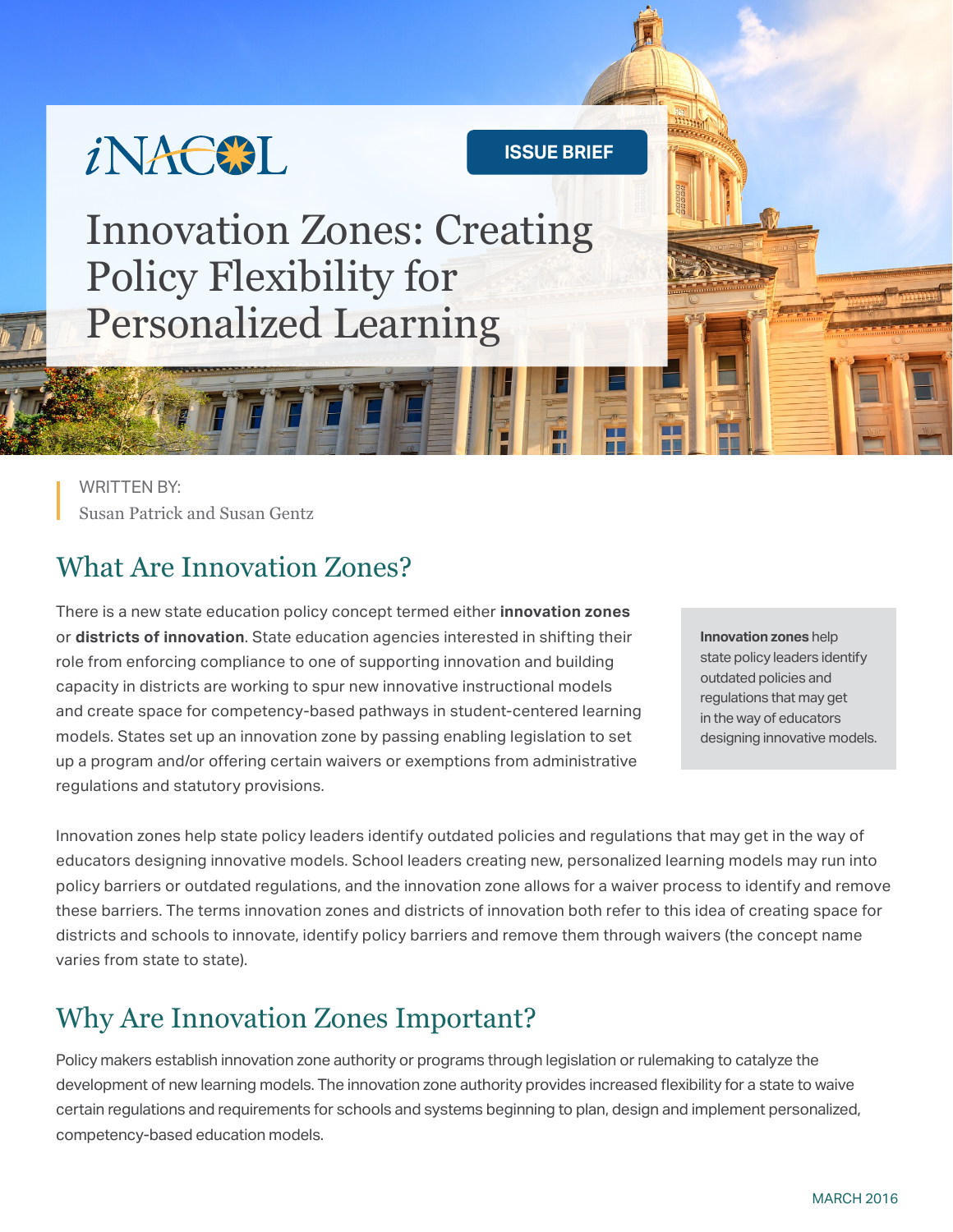iNACOL

ISSUE BRIEF

# Innovation Zones: Creating Policy Flexibility for Personalized Learning

WRITTEN BY:
Susan Patrick and Susan Gentz

## What Are Innovation Zones?

There is a new state education policy concept termed either **innovation zones** or **districts of innovation**. State education agencies interested in shifting their role from enforcing compliance to one of supporting innovation and building capacity in districts are working to spur new innovative instructional models and create space for competency-based pathways in student-centered learning models. States set up an innovation zone by passing enabling legislation to set up a program and/or offering certain waivers or exemptions from administrative regulations and statutory provisions.

**Innovation zones** help state policy leaders identify outdated policies and regulations that may get in the way of educators designing innovative models.

Innovation zones help state policy leaders identify outdated policies and regulations that may get in the way of educators designing innovative models. School leaders creating new, personalized learning models may run into policy barriers or outdated regulations, and the innovation zone allows for a waiver process to identify and remove these barriers. The terms innovation zones and districts of innovation both refer to this idea of creating space for districts and schools to innovate, identify policy barriers and remove them through waivers (the concept name varies from state to state).

## Why Are Innovation Zones Important?

Policy makers establish innovation zone authority or programs through legislation or rulemaking to catalyze the development of new learning models. The innovation zone authority provides increased flexibility for a state to waive certain regulations and requirements for schools and systems beginning to plan, design and implement personalized, competency-based education models.

MARCH 2016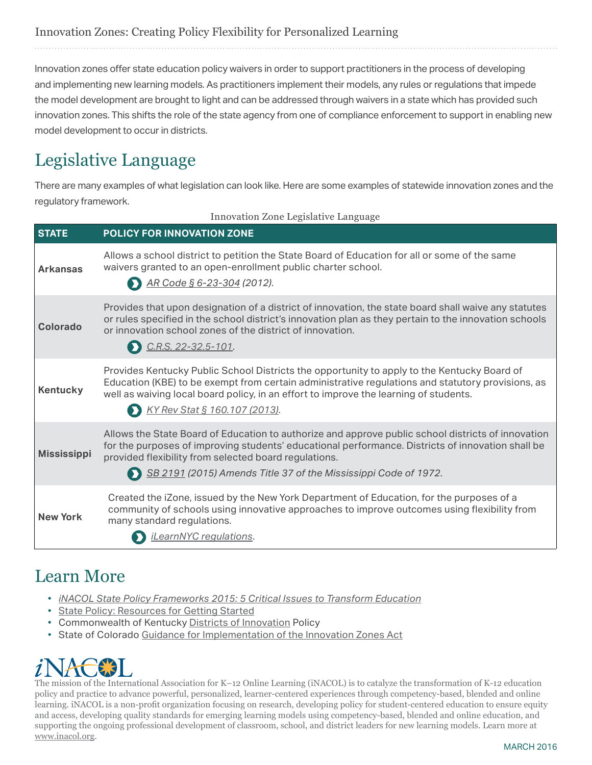Innovation zones offer state education policy waivers in order to support practitioners in the process of developing and implementing new learning models. As practitioners implement their models, any rules or regulations that impede the model development are brought to light and can be addressed through waivers in a state which has provided such innovation zones. This shifts the role of the state agency from one of compliance enforcement to support in enabling new model development to occur in districts.

## Legislative Language

There are many examples of what legislation can look like. Here are some examples of statewide innovation zones and the regulatory framework.

Innovation Zone Legislative Language

| STATE | POLICY FOR INNOVATION ZONE |
|---|---|
| **Arkansas** | Allows a school district to petition the State Board of Education for all or some of the same waivers granted to an open-enrollment public charter school. *AR Code § 6-23-304 (2012).* |
| **Colorado** | Provides that upon designation of a district of innovation, the state board shall waive any statutes or rules specified in the school district's innovation plan as they pertain to the innovation schools or innovation school zones of the district of innovation. *C.R.S. 22-32.5-101.* |
| **Kentucky** | Provides Kentucky Public School Districts the opportunity to apply to the Kentucky Board of Education (KBE) to be exempt from certain administrative regulations and statutory provisions, as well as waiving local board policy, in an effort to improve the learning of students. *KY Rev Stat § 160.107 (2013).* |
| **Mississippi** | Allows the State Board of Education to authorize and approve public school districts of innovation for the purposes of improving students' educational performance. Districts of innovation shall be provided flexibility from selected board regulations. *SB 2191 (2015) Amends Title 37 of the Mississippi Code of 1972.* |
| **New York** | Created the iZone, issued by the New York Department of Education, for the purposes of a community of schools using innovative approaches to improve outcomes using flexibility from many standard regulations. *iLearnNYC regulations.* |

## Learn More

- *iNACOL State Policy Frameworks 2015: 5 Critical Issues to Transform Education*
- State Policy: Resources for Getting Started
- Commonwealth of Kentucky Districts of Innovation Policy
- State of Colorado Guidance for Implementation of the Innovation Zones Act

iNACOL

The mission of the International Association for K–12 Online Learning (iNACOL) is to catalyze the transformation of K-12 education policy and practice to advance powerful, personalized, learner-centered experiences through competency-based, blended and online learning. iNACOL is a non-profit organization focusing on research, developing policy for student-centered education to ensure equity and access, developing quality standards for emerging learning models using competency-based, blended and online education, and supporting the ongoing professional development of classroom, school, and district leaders for new learning models. Learn more at www.inacol.org.

MARCH 2016